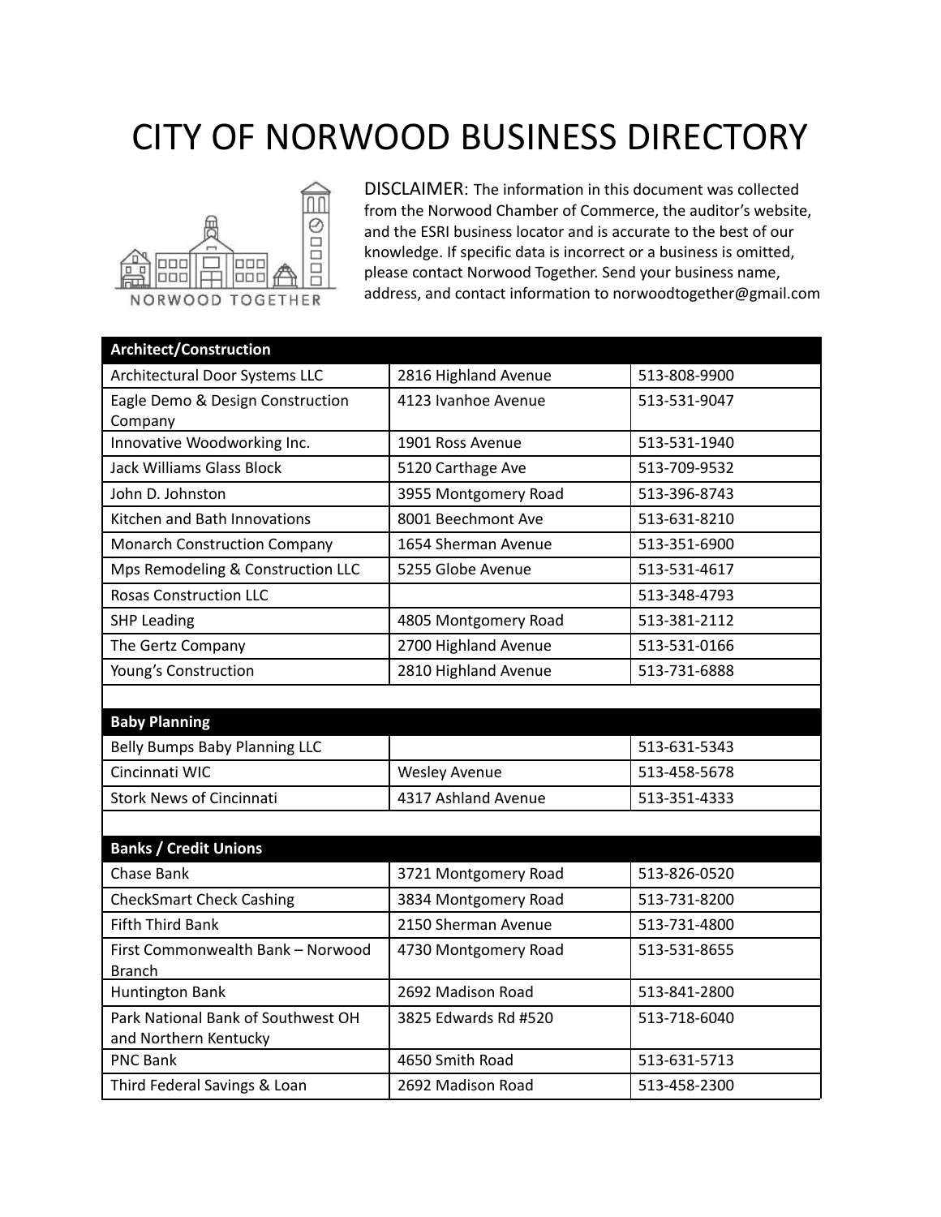# CITY OF NORWOOD BUSINESS DIRECTORY

NORWOOD TOGETHER

DISCLAIMER: The information in this document was collected from the Norwood Chamber of Commerce, the auditor's website, and the ESRI business locator and is accurate to the best of our knowledge. If specific data is incorrect or a business is omitted, please contact Norwood Together. Send your business name, address, and contact information to norwoodtogether@gmail.com

| **Architect/Construction** | | |
|---|---|---|
| Architectural Door Systems LLC | 2816 Highland Avenue | 513-808-9900 |
| Eagle Demo & Design Construction Company | 4123 Ivanhoe Avenue | 513-531-9047 |
| Innovative Woodworking Inc. | 1901 Ross Avenue | 513-531-1940 |
| Jack Williams Glass Block | 5120 Carthage Ave | 513-709-9532 |
| John D. Johnston | 3955 Montgomery Road | 513-396-8743 |
| Kitchen and Bath Innovations | 8001 Beechmont Ave | 513-631-8210 |
| Monarch Construction Company | 1654 Sherman Avenue | 513-351-6900 |
| Mps Remodeling & Construction LLC | 5255 Globe Avenue | 513-531-4617 |
| Rosas Construction LLC | | 513-348-4793 |
| SHP Leading | 4805 Montgomery Road | 513-381-2112 |
| The Gertz Company | 2700 Highland Avenue | 513-531-0166 |
| Young's Construction | 2810 Highland Avenue | 513-731-6888 |
| | | |
| **Baby Planning** | | |
| Belly Bumps Baby Planning LLC | | 513-631-5343 |
| Cincinnati WIC | Wesley Avenue | 513-458-5678 |
| Stork News of Cincinnati | 4317 Ashland Avenue | 513-351-4333 |
| | | |
| **Banks / Credit Unions** | | |
| Chase Bank | 3721 Montgomery Road | 513-826-0520 |
| CheckSmart Check Cashing | 3834 Montgomery Road | 513-731-8200 |
| Fifth Third Bank | 2150 Sherman Avenue | 513-731-4800 |
| First Commonwealth Bank – Norwood Branch | 4730 Montgomery Road | 513-531-8655 |
| Huntington Bank | 2692 Madison Road | 513-841-2800 |
| Park National Bank of Southwest OH and Northern Kentucky | 3825 Edwards Rd #520 | 513-718-6040 |
| PNC Bank | 4650 Smith Road | 513-631-5713 |
| Third Federal Savings & Loan | 2692 Madison Road | 513-458-2300 |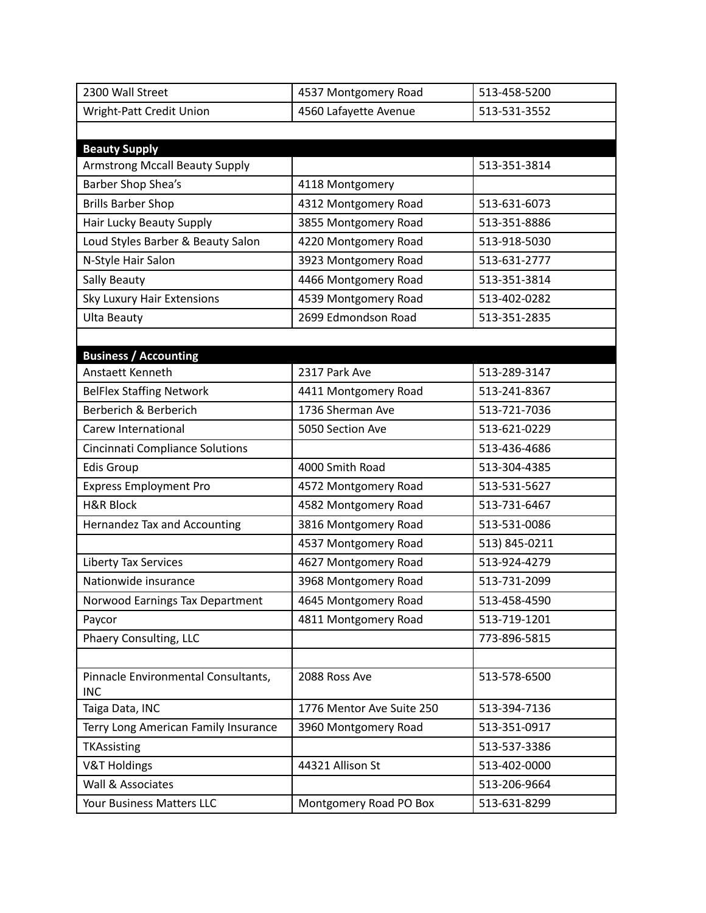| | | |
|---|---|---|
| 2300 Wall Street | 4537 Montgomery Road | 513-458-5200 |
| Wright-Patt Credit Union | 4560 Lafayette Avenue | 513-531-3552 |
| | | |
| **Beauty Supply** | | |
| Armstrong Mccall Beauty Supply | | 513-351-3814 |
| Barber Shop Shea's | 4118 Montgomery | |
| Brills Barber Shop | 4312 Montgomery Road | 513-631-6073 |
| Hair Lucky Beauty Supply | 3855 Montgomery Road | 513-351-8886 |
| Loud Styles Barber & Beauty Salon | 4220 Montgomery Road | 513-918-5030 |
| N-Style Hair Salon | 3923 Montgomery Road | 513-631-2777 |
| Sally Beauty | 4466 Montgomery Road | 513-351-3814 |
| Sky Luxury Hair Extensions | 4539 Montgomery Road | 513-402-0282 |
| Ulta Beauty | 2699 Edmondson Road | 513-351-2835 |
| | | |
| **Business / Accounting** | | |
| Anstaett Kenneth | 2317 Park Ave | 513-289-3147 |
| BelFlex Staffing Network | 4411 Montgomery Road | 513-241-8367 |
| Berberich & Berberich | 1736 Sherman Ave | 513-721-7036 |
| Carew International | 5050 Section Ave | 513-621-0229 |
| Cincinnati Compliance Solutions | | 513-436-4686 |
| Edis Group | 4000 Smith Road | 513-304-4385 |
| Express Employment Pro | 4572 Montgomery Road | 513-531-5627 |
| H&R Block | 4582 Montgomery Road | 513-731-6467 |
| Hernandez Tax and Accounting | 3816 Montgomery Road | 513-531-0086 |
| | 4537 Montgomery Road | 513) 845-0211 |
| Liberty Tax Services | 4627 Montgomery Road | 513-924-4279 |
| Nationwide insurance | 3968 Montgomery Road | 513-731-2099 |
| Norwood Earnings Tax Department | 4645 Montgomery Road | 513-458-4590 |
| Paycor | 4811 Montgomery Road | 513-719-1201 |
| Phaery Consulting, LLC | | 773-896-5815 |
| | | |
| Pinnacle Environmental Consultants, INC | 2088 Ross Ave | 513-578-6500 |
| Taiga Data, INC | 1776 Mentor Ave Suite 250 | 513-394-7136 |
| Terry Long American Family Insurance | 3960 Montgomery Road | 513-351-0917 |
| TKAssisting | | 513-537-3386 |
| V&T Holdings | 44321 Allison St | 513-402-0000 |
| Wall & Associates | | 513-206-9664 |
| Your Business Matters LLC | Montgomery Road PO Box | 513-631-8299 |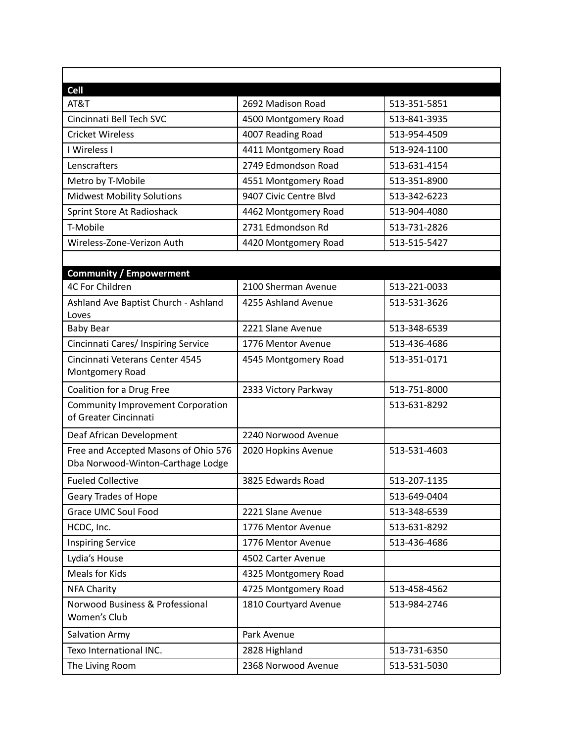| | | |
|---|---|---|
| **Cell** | | |
| AT&T | 2692 Madison Road | 513-351-5851 |
| Cincinnati Bell Tech SVC | 4500 Montgomery Road | 513-841-3935 |
| Cricket Wireless | 4007 Reading Road | 513-954-4509 |
| I Wireless I | 4411 Montgomery Road | 513-924-1100 |
| Lenscrafters | 2749 Edmondson Road | 513-631-4154 |
| Metro by T-Mobile | 4551 Montgomery Road | 513-351-8900 |
| Midwest Mobility Solutions | 9407 Civic Centre Blvd | 513-342-6223 |
| Sprint Store At Radioshack | 4462 Montgomery Road | 513-904-4080 |
| T-Mobile | 2731 Edmondson Rd | 513-731-2826 |
| Wireless-Zone-Verizon Auth | 4420 Montgomery Road | 513-515-5427 |
| | | |
| **Community / Empowerment** | | |
| 4C For Children | 2100 Sherman Avenue | 513-221-0033 |
| Ashland Ave Baptist Church - Ashland Loves | 4255 Ashland Avenue | 513-531-3626 |
| Baby Bear | 2221 Slane Avenue | 513-348-6539 |
| Cincinnati Cares/ Inspiring Service | 1776 Mentor Avenue | 513-436-4686 |
| Cincinnati Veterans Center 4545 Montgomery Road | 4545 Montgomery Road | 513-351-0171 |
| Coalition for a Drug Free | 2333 Victory Parkway | 513-751-8000 |
| Community Improvement Corporation of Greater Cincinnati | | 513-631-8292 |
| Deaf African Development | 2240 Norwood Avenue | |
| Free and Accepted Masons of Ohio 576 Dba Norwood-Winton-Carthage Lodge | 2020 Hopkins Avenue | 513-531-4603 |
| Fueled Collective | 3825 Edwards Road | 513-207-1135 |
| Geary Trades of Hope | | 513-649-0404 |
| Grace UMC Soul Food | 2221 Slane Avenue | 513-348-6539 |
| HCDC, Inc. | 1776 Mentor Avenue | 513-631-8292 |
| Inspiring Service | 1776 Mentor Avenue | 513-436-4686 |
| Lydia's House | 4502 Carter Avenue | |
| Meals for Kids | 4325 Montgomery Road | |
| NFA Charity | 4725 Montgomery Road | 513-458-4562 |
| Norwood Business & Professional Women's Club | 1810 Courtyard Avenue | 513-984-2746 |
| Salvation Army | Park Avenue | |
| Texo International INC. | 2828 Highland | 513-731-6350 |
| The Living Room | 2368 Norwood Avenue | 513-531-5030 |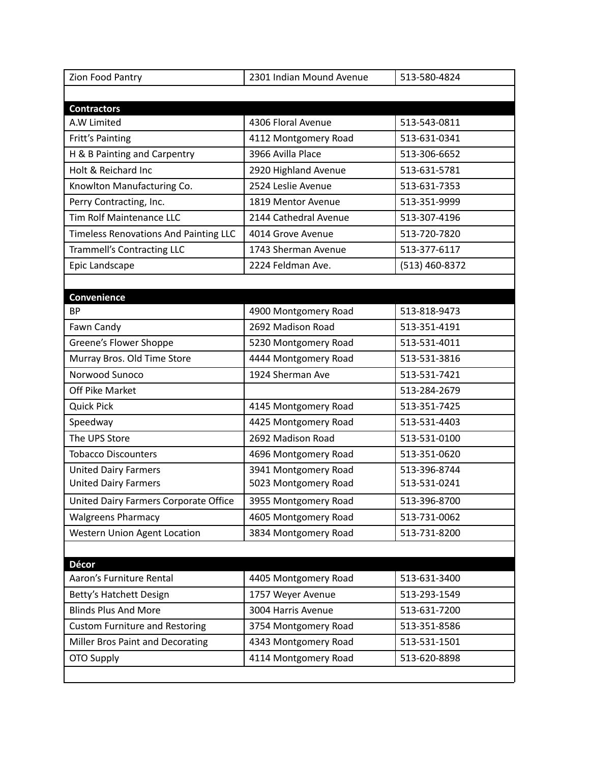| | | |
|---|---|---|
| Zion Food Pantry | 2301 Indian Mound Avenue | 513-580-4824 |
| | | |
| **Contractors** | | |
| A.W Limited | 4306 Floral Avenue | 513-543-0811 |
| Fritt's Painting | 4112 Montgomery Road | 513-631-0341 |
| H & B Painting and Carpentry | 3966 Avilla Place | 513-306-6652 |
| Holt & Reichard Inc | 2920 Highland Avenue | 513-631-5781 |
| Knowlton Manufacturing Co. | 2524 Leslie Avenue | 513-631-7353 |
| Perry Contracting, Inc. | 1819 Mentor Avenue | 513-351-9999 |
| Tim Rolf Maintenance LLC | 2144 Cathedral Avenue | 513-307-4196 |
| Timeless Renovations And Painting LLC | 4014 Grove Avenue | 513-720-7820 |
| Trammell's Contracting LLC | 1743 Sherman Avenue | 513-377-6117 |
| Epic Landscape | 2224 Feldman Ave. | (513) 460-8372 |
| | | |
| **Convenience** | | |
| BP | 4900 Montgomery Road | 513-818-9473 |
| Fawn Candy | 2692 Madison Road | 513-351-4191 |
| Greene's Flower Shoppe | 5230 Montgomery Road | 513-531-4011 |
| Murray Bros. Old Time Store | 4444 Montgomery Road | 513-531-3816 |
| Norwood Sunoco | 1924 Sherman Ave | 513-531-7421 |
| Off Pike Market | | 513-284-2679 |
| Quick Pick | 4145 Montgomery Road | 513-351-7425 |
| Speedway | 4425 Montgomery Road | 513-531-4403 |
| The UPS Store | 2692 Madison Road | 513-531-0100 |
| Tobacco Discounters | 4696 Montgomery Road | 513-351-0620 |
| United Dairy Farmers<br>United Dairy Farmers | 3941 Montgomery Road<br>5023 Montgomery Road | 513-396-8744<br>513-531-0241 |
| United Dairy Farmers Corporate Office | 3955 Montgomery Road | 513-396-8700 |
| Walgreens Pharmacy | 4605 Montgomery Road | 513-731-0062 |
| Western Union Agent Location | 3834 Montgomery Road | 513-731-8200 |
| | | |
| **Décor** | | |
| Aaron's Furniture Rental | 4405 Montgomery Road | 513-631-3400 |
| Betty's Hatchett Design | 1757 Weyer Avenue | 513-293-1549 |
| Blinds Plus And More | 3004 Harris Avenue | 513-631-7200 |
| Custom Furniture and Restoring | 3754 Montgomery Road | 513-351-8586 |
| Miller Bros Paint and Decorating | 4343 Montgomery Road | 513-531-1501 |
| OTO Supply | 4114 Montgomery Road | 513-620-8898 |
| | | |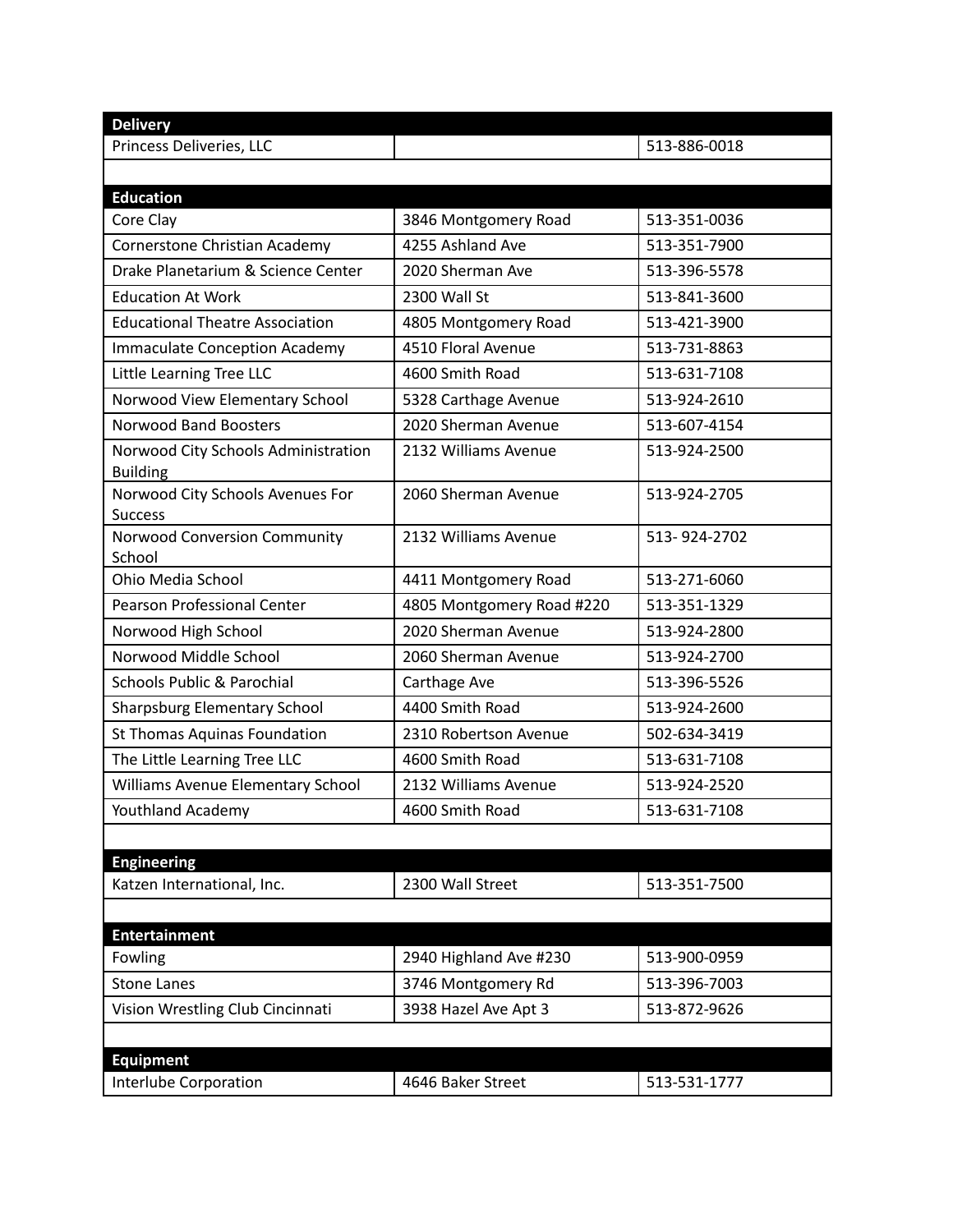| Delivery | | |
|---|---|---|
| Princess Deliveries, LLC | | 513-886-0018 |
| | | |
| **Education** | | |
| Core Clay | 3846 Montgomery Road | 513-351-0036 |
| Cornerstone Christian Academy | 4255 Ashland Ave | 513-351-7900 |
| Drake Planetarium & Science Center | 2020 Sherman Ave | 513-396-5578 |
| Education At Work | 2300 Wall St | 513-841-3600 |
| Educational Theatre Association | 4805 Montgomery Road | 513-421-3900 |
| Immaculate Conception Academy | 4510 Floral Avenue | 513-731-8863 |
| Little Learning Tree LLC | 4600 Smith Road | 513-631-7108 |
| Norwood View Elementary School | 5328 Carthage Avenue | 513-924-2610 |
| Norwood Band Boosters | 2020 Sherman Avenue | 513-607-4154 |
| Norwood City Schools Administration Building | 2132 Williams Avenue | 513-924-2500 |
| Norwood City Schools Avenues For Success | 2060 Sherman Avenue | 513-924-2705 |
| Norwood Conversion Community School | 2132 Williams Avenue | 513- 924-2702 |
| Ohio Media School | 4411 Montgomery Road | 513-271-6060 |
| Pearson Professional Center | 4805 Montgomery Road #220 | 513-351-1329 |
| Norwood High School | 2020 Sherman Avenue | 513-924-2800 |
| Norwood Middle School | 2060 Sherman Avenue | 513-924-2700 |
| Schools Public & Parochial | Carthage Ave | 513-396-5526 |
| Sharpsburg Elementary School | 4400 Smith Road | 513-924-2600 |
| St Thomas Aquinas Foundation | 2310 Robertson Avenue | 502-634-3419 |
| The Little Learning Tree LLC | 4600 Smith Road | 513-631-7108 |
| Williams Avenue Elementary School | 2132 Williams Avenue | 513-924-2520 |
| Youthland Academy | 4600 Smith Road | 513-631-7108 |
| | | |
| **Engineering** | | |
| Katzen International, Inc. | 2300 Wall Street | 513-351-7500 |
| | | |
| **Entertainment** | | |
| Fowling | 2940 Highland Ave #230 | 513-900-0959 |
| Stone Lanes | 3746 Montgomery Rd | 513-396-7003 |
| Vision Wrestling Club Cincinnati | 3938 Hazel Ave Apt 3 | 513-872-9626 |
| | | |
| **Equipment** | | |
| Interlube Corporation | 4646 Baker Street | 513-531-1777 |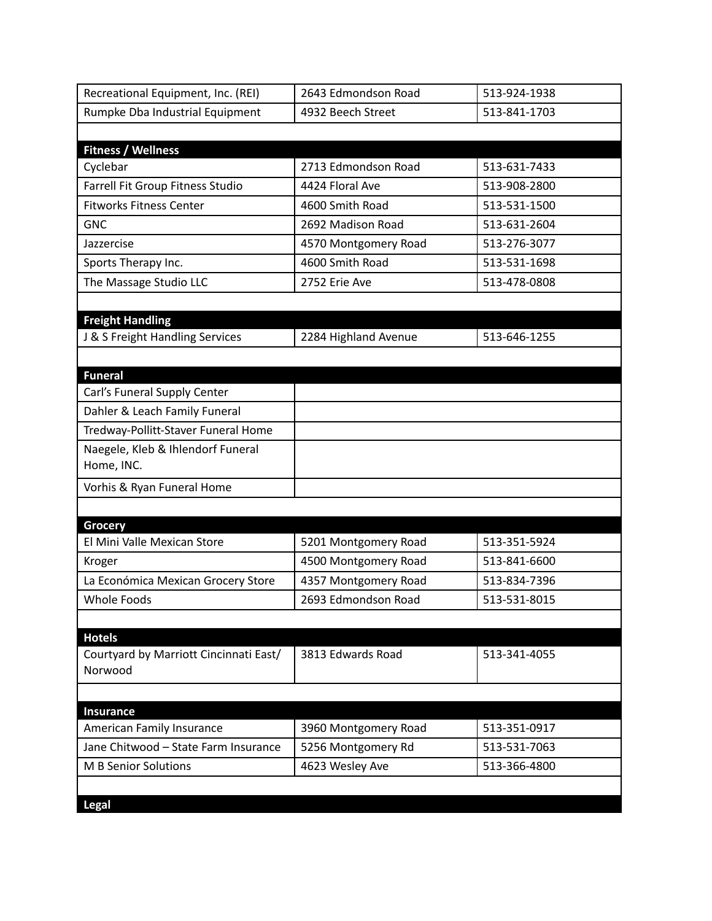| | | |
|---|---|---|
| Recreational Equipment, Inc. (REI) | 2643 Edmondson Road | 513-924-1938 |
| Rumpke Dba Industrial Equipment | 4932 Beech Street | 513-841-1703 |
| | | |
| **Fitness / Wellness** | | |
| Cyclebar | 2713 Edmondson Road | 513-631-7433 |
| Farrell Fit Group Fitness Studio | 4424 Floral Ave | 513-908-2800 |
| Fitworks Fitness Center | 4600 Smith Road | 513-531-1500 |
| GNC | 2692 Madison Road | 513-631-2604 |
| Jazzercise | 4570 Montgomery Road | 513-276-3077 |
| Sports Therapy Inc. | 4600 Smith Road | 513-531-1698 |
| The Massage Studio LLC | 2752 Erie Ave | 513-478-0808 |
| | | |
| **Freight Handling** | | |
| J & S Freight Handling Services | 2284 Highland Avenue | 513-646-1255 |
| | | |
| **Funeral** | | |
| Carl's Funeral Supply Center | | |
| Dahler & Leach Family Funeral | | |
| Tredway-Pollitt-Staver Funeral Home | | |
| Naegele, Kleb & Ihlendorf Funeral Home, INC. | | |
| Vorhis & Ryan Funeral Home | | |
| | | |
| **Grocery** | | |
| El Mini Valle Mexican Store | 5201 Montgomery Road | 513-351-5924 |
| Kroger | 4500 Montgomery Road | 513-841-6600 |
| La Económica Mexican Grocery Store | 4357 Montgomery Road | 513-834-7396 |
| Whole Foods | 2693 Edmondson Road | 513-531-8015 |
| | | |
| **Hotels** | | |
| Courtyard by Marriott Cincinnati East/ Norwood | 3813 Edwards Road | 513-341-4055 |
| | | |
| **Insurance** | | |
| American Family Insurance | 3960 Montgomery Road | 513-351-0917 |
| Jane Chitwood – State Farm Insurance | 5256 Montgomery Rd | 513-531-7063 |
| M B Senior Solutions | 4623 Wesley Ave | 513-366-4800 |
| | | |
| **Legal** | | |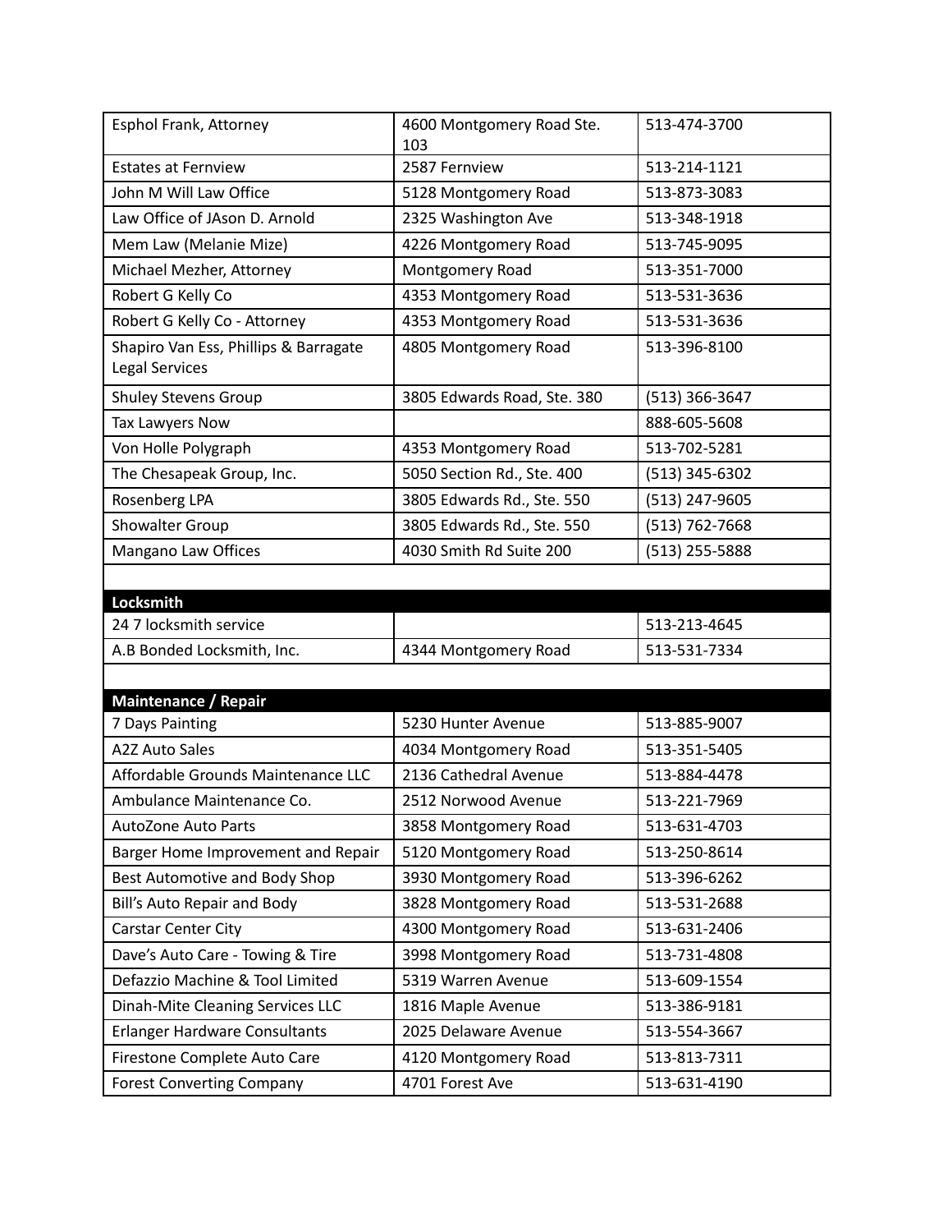| | | |
|---|---|---|
| Esphol Frank, Attorney | 4600 Montgomery Road Ste. 103 | 513-474-3700 |
| Estates at Fernview | 2587 Fernview | 513-214-1121 |
| John M Will Law Office | 5128 Montgomery Road | 513-873-3083 |
| Law Office of JAson D. Arnold | 2325 Washington Ave | 513-348-1918 |
| Mem Law (Melanie Mize) | 4226 Montgomery Road | 513-745-9095 |
| Michael Mezher, Attorney | Montgomery Road | 513-351-7000 |
| Robert G Kelly Co | 4353 Montgomery Road | 513-531-3636 |
| Robert G Kelly Co - Attorney | 4353 Montgomery Road | 513-531-3636 |
| Shapiro Van Ess, Phillips & Barragate Legal Services | 4805 Montgomery Road | 513-396-8100 |
| Shuley Stevens Group | 3805 Edwards Road, Ste. 380 | (513) 366-3647 |
| Tax Lawyers Now | | 888-605-5608 |
| Von Holle Polygraph | 4353 Montgomery Road | 513-702-5281 |
| The Chesapeak Group, Inc. | 5050 Section Rd., Ste. 400 | (513) 345-6302 |
| Rosenberg LPA | 3805 Edwards Rd., Ste. 550 | (513) 247-9605 |
| Showalter Group | 3805 Edwards Rd., Ste. 550 | (513) 762-7668 |
| Mangano Law Offices | 4030 Smith Rd Suite 200 | (513) 255-5888 |
| | | |
| **Locksmith** | | |
| 24 7 locksmith service | | 513-213-4645 |
| A.B Bonded Locksmith, Inc. | 4344 Montgomery Road | 513-531-7334 |
| | | |
| **Maintenance / Repair** | | |
| 7 Days Painting | 5230 Hunter Avenue | 513-885-9007 |
| A2Z Auto Sales | 4034 Montgomery Road | 513-351-5405 |
| Affordable Grounds Maintenance LLC | 2136 Cathedral Avenue | 513-884-4478 |
| Ambulance Maintenance Co. | 2512 Norwood Avenue | 513-221-7969 |
| AutoZone Auto Parts | 3858 Montgomery Road | 513-631-4703 |
| Barger Home Improvement and Repair | 5120 Montgomery Road | 513-250-8614 |
| Best Automotive and Body Shop | 3930 Montgomery Road | 513-396-6262 |
| Bill's Auto Repair and Body | 3828 Montgomery Road | 513-531-2688 |
| Carstar Center City | 4300 Montgomery Road | 513-631-2406 |
| Dave's Auto Care - Towing & Tire | 3998 Montgomery Road | 513-731-4808 |
| Defazzio Machine & Tool Limited | 5319 Warren Avenue | 513-609-1554 |
| Dinah-Mite Cleaning Services LLC | 1816 Maple Avenue | 513-386-9181 |
| Erlanger Hardware Consultants | 2025 Delaware Avenue | 513-554-3667 |
| Firestone Complete Auto Care | 4120 Montgomery Road | 513-813-7311 |
| Forest Converting Company | 4701 Forest Ave | 513-631-4190 |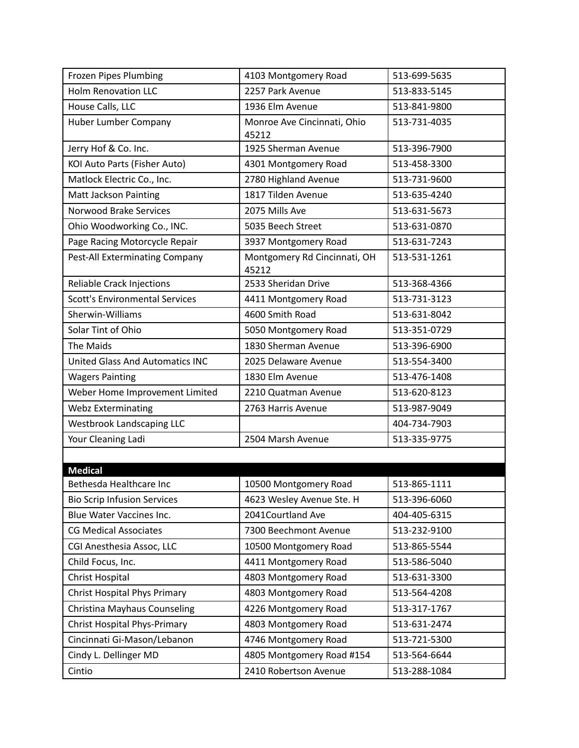| | | |
|---|---|---|
| Frozen Pipes Plumbing | 4103 Montgomery Road | 513-699-5635 |
| Holm Renovation LLC | 2257 Park Avenue | 513-833-5145 |
| House Calls, LLC | 1936 Elm Avenue | 513-841-9800 |
| Huber Lumber Company | Monroe Ave Cincinnati, Ohio 45212 | 513-731-4035 |
| Jerry Hof & Co. Inc. | 1925 Sherman Avenue | 513-396-7900 |
| KOI Auto Parts (Fisher Auto) | 4301 Montgomery Road | 513-458-3300 |
| Matlock Electric Co., Inc. | 2780 Highland Avenue | 513-731-9600 |
| Matt Jackson Painting | 1817 Tilden Avenue | 513-635-4240 |
| Norwood Brake Services | 2075 Mills Ave | 513-631-5673 |
| Ohio Woodworking Co., INC. | 5035 Beech Street | 513-631-0870 |
| Page Racing Motorcycle Repair | 3937 Montgomery Road | 513-631-7243 |
| Pest-All Exterminating Company | Montgomery Rd Cincinnati, OH 45212 | 513-531-1261 |
| Reliable Crack Injections | 2533 Sheridan Drive | 513-368-4366 |
| Scott's Environmental Services | 4411 Montgomery Road | 513-731-3123 |
| Sherwin-Williams | 4600 Smith Road | 513-631-8042 |
| Solar Tint of Ohio | 5050 Montgomery Road | 513-351-0729 |
| The Maids | 1830 Sherman Avenue | 513-396-6900 |
| United Glass And Automatics INC | 2025 Delaware Avenue | 513-554-3400 |
| Wagers Painting | 1830 Elm Avenue | 513-476-1408 |
| Weber Home Improvement Limited | 2210 Quatman Avenue | 513-620-8123 |
| Webz Exterminating | 2763 Harris Avenue | 513-987-9049 |
| Westbrook Landscaping LLC | | 404-734-7903 |
| Your Cleaning Ladi | 2504 Marsh Avenue | 513-335-9775 |
| | | |
| **Medical** | | |
| Bethesda Healthcare Inc | 10500 Montgomery Road | 513-865-1111 |
| Bio Scrip Infusion Services | 4623 Wesley Avenue Ste. H | 513-396-6060 |
| Blue Water Vaccines Inc. | 2041Courtland Ave | 404-405-6315 |
| CG Medical Associates | 7300 Beechmont Avenue | 513-232-9100 |
| CGI Anesthesia Assoc, LLC | 10500 Montgomery Road | 513-865-5544 |
| Child Focus, Inc. | 4411 Montgomery Road | 513-586-5040 |
| Christ Hospital | 4803 Montgomery Road | 513-631-3300 |
| Christ Hospital Phys Primary | 4803 Montgomery Road | 513-564-4208 |
| Christina Mayhaus Counseling | 4226 Montgomery Road | 513-317-1767 |
| Christ Hospital Phys-Primary | 4803 Montgomery Road | 513-631-2474 |
| Cincinnati Gi-Mason/Lebanon | 4746 Montgomery Road | 513-721-5300 |
| Cindy L. Dellinger MD | 4805 Montgomery Road #154 | 513-564-6644 |
| Cintio | 2410 Robertson Avenue | 513-288-1084 |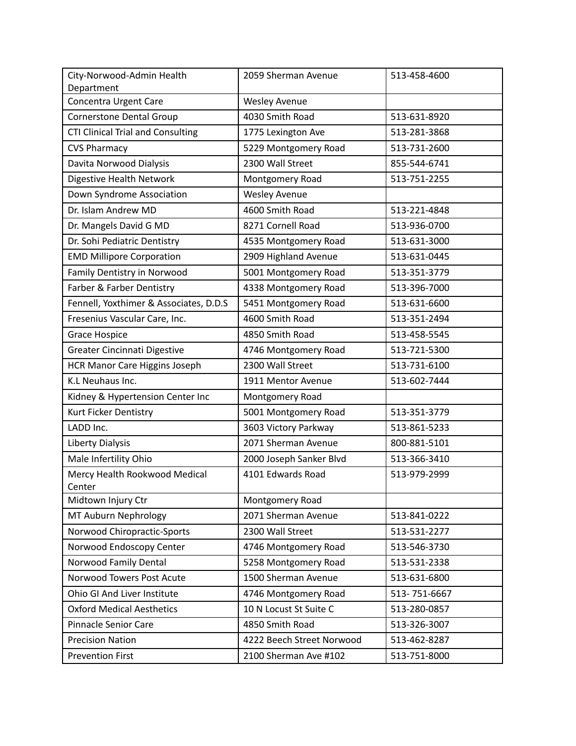| City-Norwood-Admin Health Department | 2059 Sherman Avenue | 513-458-4600 |
|---|---|---|
| Concentra Urgent Care | Wesley Avenue | |
| Cornerstone Dental Group | 4030 Smith Road | 513-631-8920 |
| CTI Clinical Trial and Consulting | 1775 Lexington Ave | 513-281-3868 |
| CVS Pharmacy | 5229 Montgomery Road | 513-731-2600 |
| Davita Norwood Dialysis | 2300 Wall Street | 855-544-6741 |
| Digestive Health Network | Montgomery Road | 513-751-2255 |
| Down Syndrome Association | Wesley Avenue | |
| Dr. Islam Andrew MD | 4600 Smith Road | 513-221-4848 |
| Dr. Mangels David G MD | 8271 Cornell Road | 513-936-0700 |
| Dr. Sohi Pediatric Dentistry | 4535 Montgomery Road | 513-631-3000 |
| EMD Millipore Corporation | 2909 Highland Avenue | 513-631-0445 |
| Family Dentistry in Norwood | 5001 Montgomery Road | 513-351-3779 |
| Farber & Farber Dentistry | 4338 Montgomery Road | 513-396-7000 |
| Fennell, Yoxthimer & Associates, D.D.S | 5451 Montgomery Road | 513-631-6600 |
| Fresenius Vascular Care, Inc. | 4600 Smith Road | 513-351-2494 |
| Grace Hospice | 4850 Smith Road | 513-458-5545 |
| Greater Cincinnati Digestive | 4746 Montgomery Road | 513-721-5300 |
| HCR Manor Care Higgins Joseph | 2300 Wall Street | 513-731-6100 |
| K.L Neuhaus Inc. | 1911 Mentor Avenue | 513-602-7444 |
| Kidney & Hypertension Center Inc | Montgomery Road | |
| Kurt Ficker Dentistry | 5001 Montgomery Road | 513-351-3779 |
| LADD Inc. | 3603 Victory Parkway | 513-861-5233 |
| Liberty Dialysis | 2071 Sherman Avenue | 800-881-5101 |
| Male Infertility Ohio | 2000 Joseph Sanker Blvd | 513-366-3410 |
| Mercy Health Rookwood Medical Center | 4101 Edwards Road | 513-979-2999 |
| Midtown Injury Ctr | Montgomery Road | |
| MT Auburn Nephrology | 2071 Sherman Avenue | 513-841-0222 |
| Norwood Chiropractic-Sports | 2300 Wall Street | 513-531-2277 |
| Norwood Endoscopy Center | 4746 Montgomery Road | 513-546-3730 |
| Norwood Family Dental | 5258 Montgomery Road | 513-531-2338 |
| Norwood Towers Post Acute | 1500 Sherman Avenue | 513-631-6800 |
| Ohio GI And Liver Institute | 4746 Montgomery Road | 513- 751-6667 |
| Oxford Medical Aesthetics | 10 N Locust St Suite C | 513-280-0857 |
| Pinnacle Senior Care | 4850 Smith Road | 513-326-3007 |
| Precision Nation | 4222 Beech Street Norwood | 513-462-8287 |
| Prevention First | 2100 Sherman Ave #102 | 513-751-8000 |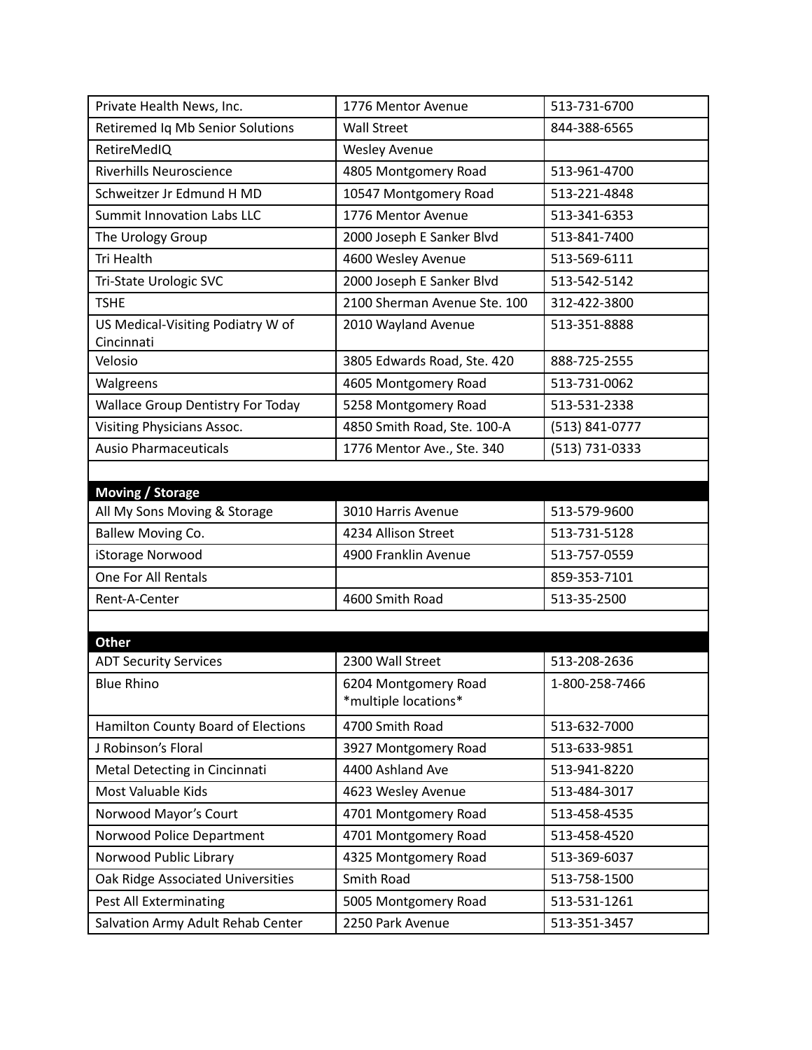| | | |
|---|---|---|
| Private Health News, Inc. | 1776 Mentor Avenue | 513-731-6700 |
| Retiremed Iq Mb Senior Solutions | Wall Street | 844-388-6565 |
| RetireMedIQ | Wesley Avenue | |
| Riverhills Neuroscience | 4805 Montgomery Road | 513-961-4700 |
| Schweitzer Jr Edmund H MD | 10547 Montgomery Road | 513-221-4848 |
| Summit Innovation Labs LLC | 1776 Mentor Avenue | 513-341-6353 |
| The Urology Group | 2000 Joseph E Sanker Blvd | 513-841-7400 |
| Tri Health | 4600 Wesley Avenue | 513-569-6111 |
| Tri-State Urologic SVC | 2000 Joseph E Sanker Blvd | 513-542-5142 |
| TSHE | 2100 Sherman Avenue Ste. 100 | 312-422-3800 |
| US Medical-Visiting Podiatry W of Cincinnati | 2010 Wayland Avenue | 513-351-8888 |
| Velosio | 3805 Edwards Road, Ste. 420 | 888-725-2555 |
| Walgreens | 4605 Montgomery Road | 513-731-0062 |
| Wallace Group Dentistry For Today | 5258 Montgomery Road | 513-531-2338 |
| Visiting Physicians Assoc. | 4850 Smith Road, Ste. 100-A | (513) 841-0777 |
| Ausio Pharmaceuticals | 1776 Mentor Ave., Ste. 340 | (513) 731-0333 |
| | | |
| **Moving / Storage** | | |
| All My Sons Moving & Storage | 3010 Harris Avenue | 513-579-9600 |
| Ballew Moving Co. | 4234 Allison Street | 513-731-5128 |
| iStorage Norwood | 4900 Franklin Avenue | 513-757-0559 |
| One For All Rentals | | 859-353-7101 |
| Rent-A-Center | 4600 Smith Road | 513-35-2500 |
| | | |
| **Other** | | |
| ADT Security Services | 2300 Wall Street | 513-208-2636 |
| Blue Rhino | 6204 Montgomery Road *multiple locations* | 1-800-258-7466 |
| Hamilton County Board of Elections | 4700 Smith Road | 513-632-7000 |
| J Robinson's Floral | 3927 Montgomery Road | 513-633-9851 |
| Metal Detecting in Cincinnati | 4400 Ashland Ave | 513-941-8220 |
| Most Valuable Kids | 4623 Wesley Avenue | 513-484-3017 |
| Norwood Mayor's Court | 4701 Montgomery Road | 513-458-4535 |
| Norwood Police Department | 4701 Montgomery Road | 513-458-4520 |
| Norwood Public Library | 4325 Montgomery Road | 513-369-6037 |
| Oak Ridge Associated Universities | Smith Road | 513-758-1500 |
| Pest All Exterminating | 5005 Montgomery Road | 513-531-1261 |
| Salvation Army Adult Rehab Center | 2250 Park Avenue | 513-351-3457 |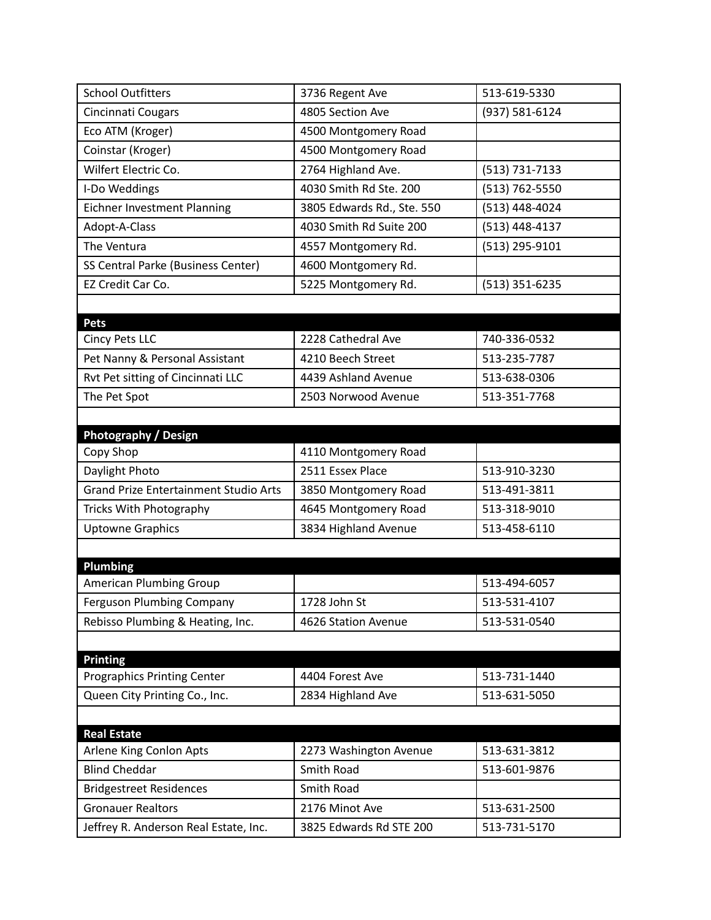| | | |
|---|---|---|
| School Outfitters | 3736 Regent Ave | 513-619-5330 |
| Cincinnati Cougars | 4805 Section Ave | (937) 581-6124 |
| Eco ATM (Kroger) | 4500 Montgomery Road | |
| Coinstar (Kroger) | 4500 Montgomery Road | |
| Wilfert Electric Co. | 2764 Highland Ave. | (513) 731-7133 |
| I-Do Weddings | 4030 Smith Rd Ste. 200 | (513) 762-5550 |
| Eichner Investment Planning | 3805 Edwards Rd., Ste. 550 | (513) 448-4024 |
| Adopt-A-Class | 4030 Smith Rd Suite 200 | (513) 448-4137 |
| The Ventura | 4557 Montgomery Rd. | (513) 295-9101 |
| SS Central Parke (Business Center) | 4600 Montgomery Rd. | |
| EZ Credit Car Co. | 5225 Montgomery Rd. | (513) 351-6235 |

| **Pets** | | |
|---|---|---|
| Cincy Pets LLC | 2228 Cathedral Ave | 740-336-0532 |
| Pet Nanny & Personal Assistant | 4210 Beech Street | 513-235-7787 |
| Rvt Pet sitting of Cincinnati LLC | 4439 Ashland Avenue | 513-638-0306 |
| The Pet Spot | 2503 Norwood Avenue | 513-351-7768 |

| **Photography / Design** | | |
|---|---|---|
| Copy Shop | 4110 Montgomery Road | |
| Daylight Photo | 2511 Essex Place | 513-910-3230 |
| Grand Prize Entertainment Studio Arts | 3850 Montgomery Road | 513-491-3811 |
| Tricks With Photography | 4645 Montgomery Road | 513-318-9010 |
| Uptowne Graphics | 3834 Highland Avenue | 513-458-6110 |

| **Plumbing** | | |
|---|---|---|
| American Plumbing Group | | 513-494-6057 |
| Ferguson Plumbing Company | 1728 John St | 513-531-4107 |
| Rebisso Plumbing & Heating, Inc. | 4626 Station Avenue | 513-531-0540 |

| **Printing** | | |
|---|---|---|
| Prographics Printing Center | 4404 Forest Ave | 513-731-1440 |
| Queen City Printing Co., Inc. | 2834 Highland Ave | 513-631-5050 |

| **Real Estate** | | |
|---|---|---|
| Arlene King Conlon Apts | 2273 Washington Avenue | 513-631-3812 |
| Blind Cheddar | Smith Road | 513-601-9876 |
| Bridgestreet Residences | Smith Road | |
| Gronauer Realtors | 2176 Minot Ave | 513-631-2500 |
| Jeffrey R. Anderson Real Estate, Inc. | 3825 Edwards Rd STE 200 | 513-731-5170 |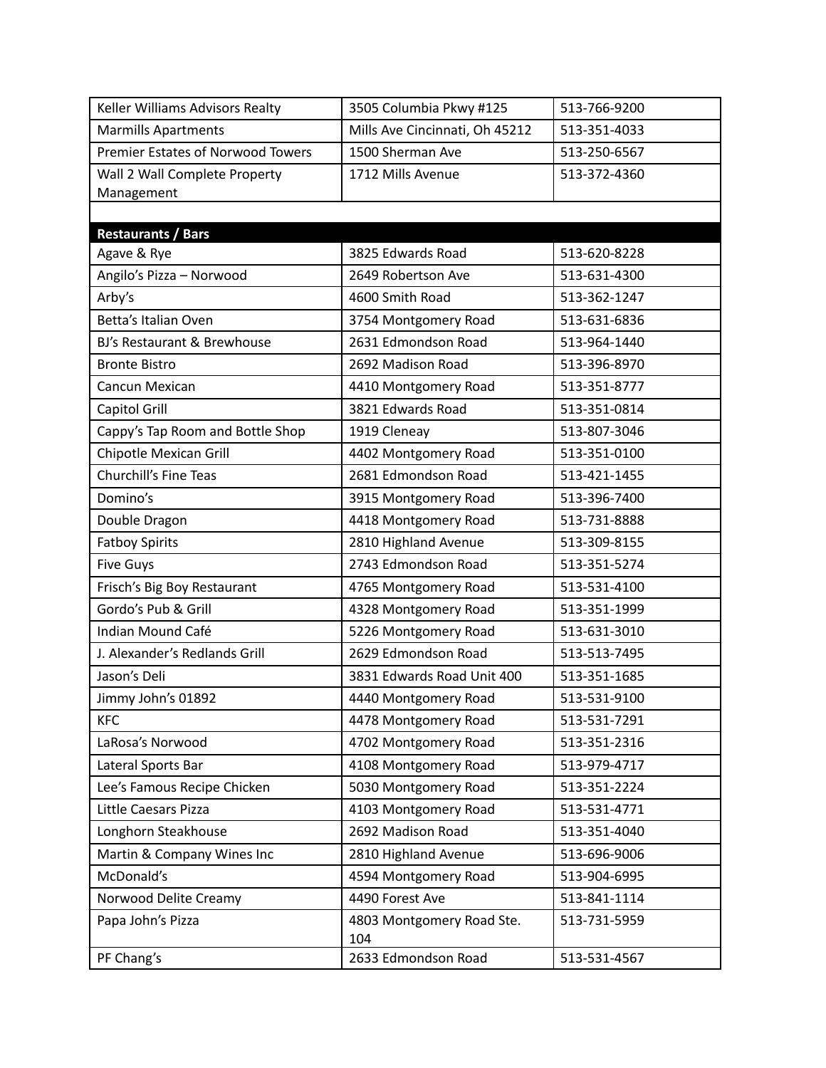| Keller Williams Advisors Realty | 3505 Columbia Pkwy #125 | 513-766-9200 |
|---|---|---|
| Marmills Apartments | Mills Ave Cincinnati, Oh 45212 | 513-351-4033 |
| Premier Estates of Norwood Towers | 1500 Sherman Ave | 513-250-6567 |
| Wall 2 Wall Complete Property Management | 1712 Mills Avenue | 513-372-4360 |
| | | |
| **Restaurants / Bars** | | |
| Agave & Rye | 3825 Edwards Road | 513-620-8228 |
| Angilo's Pizza – Norwood | 2649 Robertson Ave | 513-631-4300 |
| Arby's | 4600 Smith Road | 513-362-1247 |
| Betta's Italian Oven | 3754 Montgomery Road | 513-631-6836 |
| BJ's Restaurant & Brewhouse | 2631 Edmondson Road | 513-964-1440 |
| Bronte Bistro | 2692 Madison Road | 513-396-8970 |
| Cancun Mexican | 4410 Montgomery Road | 513-351-8777 |
| Capitol Grill | 3821 Edwards Road | 513-351-0814 |
| Cappy's Tap Room and Bottle Shop | 1919 Cleneay | 513-807-3046 |
| Chipotle Mexican Grill | 4402 Montgomery Road | 513-351-0100 |
| Churchill's Fine Teas | 2681 Edmondson Road | 513-421-1455 |
| Domino's | 3915 Montgomery Road | 513-396-7400 |
| Double Dragon | 4418 Montgomery Road | 513-731-8888 |
| Fatboy Spirits | 2810 Highland Avenue | 513-309-8155 |
| Five Guys | 2743 Edmondson Road | 513-351-5274 |
| Frisch's Big Boy Restaurant | 4765 Montgomery Road | 513-531-4100 |
| Gordo's Pub & Grill | 4328 Montgomery Road | 513-351-1999 |
| Indian Mound Café | 5226 Montgomery Road | 513-631-3010 |
| J. Alexander's Redlands Grill | 2629 Edmondson Road | 513-513-7495 |
| Jason's Deli | 3831 Edwards Road Unit 400 | 513-351-1685 |
| Jimmy John's 01892 | 4440 Montgomery Road | 513-531-9100 |
| KFC | 4478 Montgomery Road | 513-531-7291 |
| LaRosa's Norwood | 4702 Montgomery Road | 513-351-2316 |
| Lateral Sports Bar | 4108 Montgomery Road | 513-979-4717 |
| Lee's Famous Recipe Chicken | 5030 Montgomery Road | 513-351-2224 |
| Little Caesars Pizza | 4103 Montgomery Road | 513-531-4771 |
| Longhorn Steakhouse | 2692 Madison Road | 513-351-4040 |
| Martin & Company Wines Inc | 2810 Highland Avenue | 513-696-9006 |
| McDonald's | 4594 Montgomery Road | 513-904-6995 |
| Norwood Delite Creamy | 4490 Forest Ave | 513-841-1114 |
| Papa John's Pizza | 4803 Montgomery Road Ste. 104 | 513-731-5959 |
| PF Chang's | 2633 Edmondson Road | 513-531-4567 |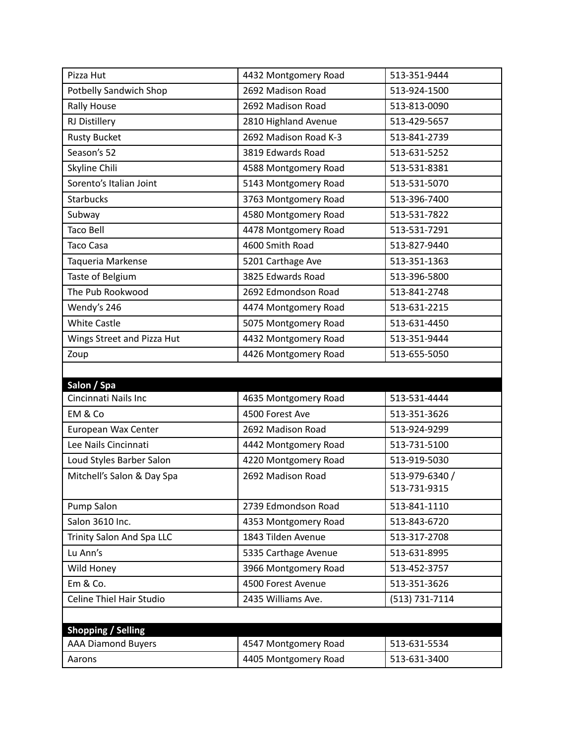| | | |
|---|---|---|
| Pizza Hut | 4432 Montgomery Road | 513-351-9444 |
| Potbelly Sandwich Shop | 2692 Madison Road | 513-924-1500 |
| Rally House | 2692 Madison Road | 513-813-0090 |
| RJ Distillery | 2810 Highland Avenue | 513-429-5657 |
| Rusty Bucket | 2692 Madison Road K-3 | 513-841-2739 |
| Season's 52 | 3819 Edwards Road | 513-631-5252 |
| Skyline Chili | 4588 Montgomery Road | 513-531-8381 |
| Sorento's Italian Joint | 5143 Montgomery Road | 513-531-5070 |
| Starbucks | 3763 Montgomery Road | 513-396-7400 |
| Subway | 4580 Montgomery Road | 513-531-7822 |
| Taco Bell | 4478 Montgomery Road | 513-531-7291 |
| Taco Casa | 4600 Smith Road | 513-827-9440 |
| Taqueria Markense | 5201 Carthage Ave | 513-351-1363 |
| Taste of Belgium | 3825 Edwards Road | 513-396-5800 |
| The Pub Rookwood | 2692 Edmondson Road | 513-841-2748 |
| Wendy's 246 | 4474 Montgomery Road | 513-631-2215 |
| White Castle | 5075 Montgomery Road | 513-631-4450 |
| Wings Street and Pizza Hut | 4432 Montgomery Road | 513-351-9444 |
| Zoup | 4426 Montgomery Road | 513-655-5050 |
| | | |
| **Salon / Spa** | | |
| Cincinnati Nails Inc | 4635 Montgomery Road | 513-531-4444 |
| EM & Co | 4500 Forest Ave | 513-351-3626 |
| European Wax Center | 2692 Madison Road | 513-924-9299 |
| Lee Nails Cincinnati | 4442 Montgomery Road | 513-731-5100 |
| Loud Styles Barber Salon | 4220 Montgomery Road | 513-919-5030 |
| Mitchell's Salon & Day Spa | 2692 Madison Road | 513-979-6340 / 513-731-9315 |
| Pump Salon | 2739 Edmondson Road | 513-841-1110 |
| Salon 3610 Inc. | 4353 Montgomery Road | 513-843-6720 |
| Trinity Salon And Spa LLC | 1843 Tilden Avenue | 513-317-2708 |
| Lu Ann's | 5335 Carthage Avenue | 513-631-8995 |
| Wild Honey | 3966 Montgomery Road | 513-452-3757 |
| Em & Co. | 4500 Forest Avenue | 513-351-3626 |
| Celine Thiel Hair Studio | 2435 Williams Ave. | (513) 731-7114 |
| | | |
| **Shopping / Selling** | | |
| AAA Diamond Buyers | 4547 Montgomery Road | 513-631-5534 |
| Aarons | 4405 Montgomery Road | 513-631-3400 |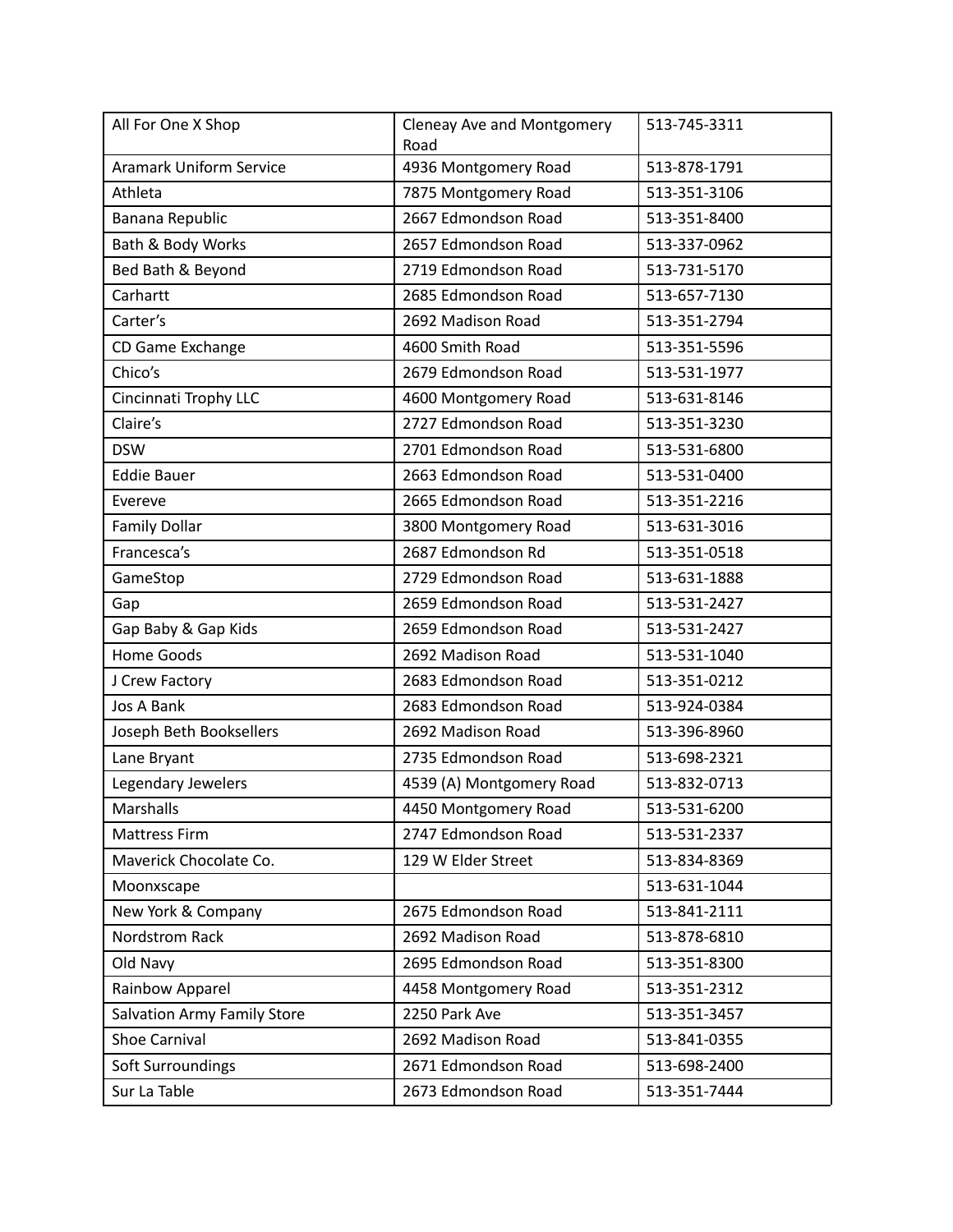| All For One X Shop | Cleneay Ave and Montgomery Road | 513-745-3311 |
|---|---|---|
| Aramark Uniform Service | 4936 Montgomery Road | 513-878-1791 |
| Athleta | 7875 Montgomery Road | 513-351-3106 |
| Banana Republic | 2667 Edmondson Road | 513-351-8400 |
| Bath & Body Works | 2657 Edmondson Road | 513-337-0962 |
| Bed Bath & Beyond | 2719 Edmondson Road | 513-731-5170 |
| Carhartt | 2685 Edmondson Road | 513-657-7130 |
| Carter's | 2692 Madison Road | 513-351-2794 |
| CD Game Exchange | 4600 Smith Road | 513-351-5596 |
| Chico's | 2679 Edmondson Road | 513-531-1977 |
| Cincinnati Trophy LLC | 4600 Montgomery Road | 513-631-8146 |
| Claire's | 2727 Edmondson Road | 513-351-3230 |
| DSW | 2701 Edmondson Road | 513-531-6800 |
| Eddie Bauer | 2663 Edmondson Road | 513-531-0400 |
| Evereve | 2665 Edmondson Road | 513-351-2216 |
| Family Dollar | 3800 Montgomery Road | 513-631-3016 |
| Francesca's | 2687 Edmondson Rd | 513-351-0518 |
| GameStop | 2729 Edmondson Road | 513-631-1888 |
| Gap | 2659 Edmondson Road | 513-531-2427 |
| Gap Baby & Gap Kids | 2659 Edmondson Road | 513-531-2427 |
| Home Goods | 2692 Madison Road | 513-531-1040 |
| J Crew Factory | 2683 Edmondson Road | 513-351-0212 |
| Jos A Bank | 2683 Edmondson Road | 513-924-0384 |
| Joseph Beth Booksellers | 2692 Madison Road | 513-396-8960 |
| Lane Bryant | 2735 Edmondson Road | 513-698-2321 |
| Legendary Jewelers | 4539 (A) Montgomery Road | 513-832-0713 |
| Marshalls | 4450 Montgomery Road | 513-531-6200 |
| Mattress Firm | 2747 Edmondson Road | 513-531-2337 |
| Maverick Chocolate Co. | 129 W Elder Street | 513-834-8369 |
| Moonxscape | | 513-631-1044 |
| New York & Company | 2675 Edmondson Road | 513-841-2111 |
| Nordstrom Rack | 2692 Madison Road | 513-878-6810 |
| Old Navy | 2695 Edmondson Road | 513-351-8300 |
| Rainbow Apparel | 4458 Montgomery Road | 513-351-2312 |
| Salvation Army Family Store | 2250 Park Ave | 513-351-3457 |
| Shoe Carnival | 2692 Madison Road | 513-841-0355 |
| Soft Surroundings | 2671 Edmondson Road | 513-698-2400 |
| Sur La Table | 2673 Edmondson Road | 513-351-7444 |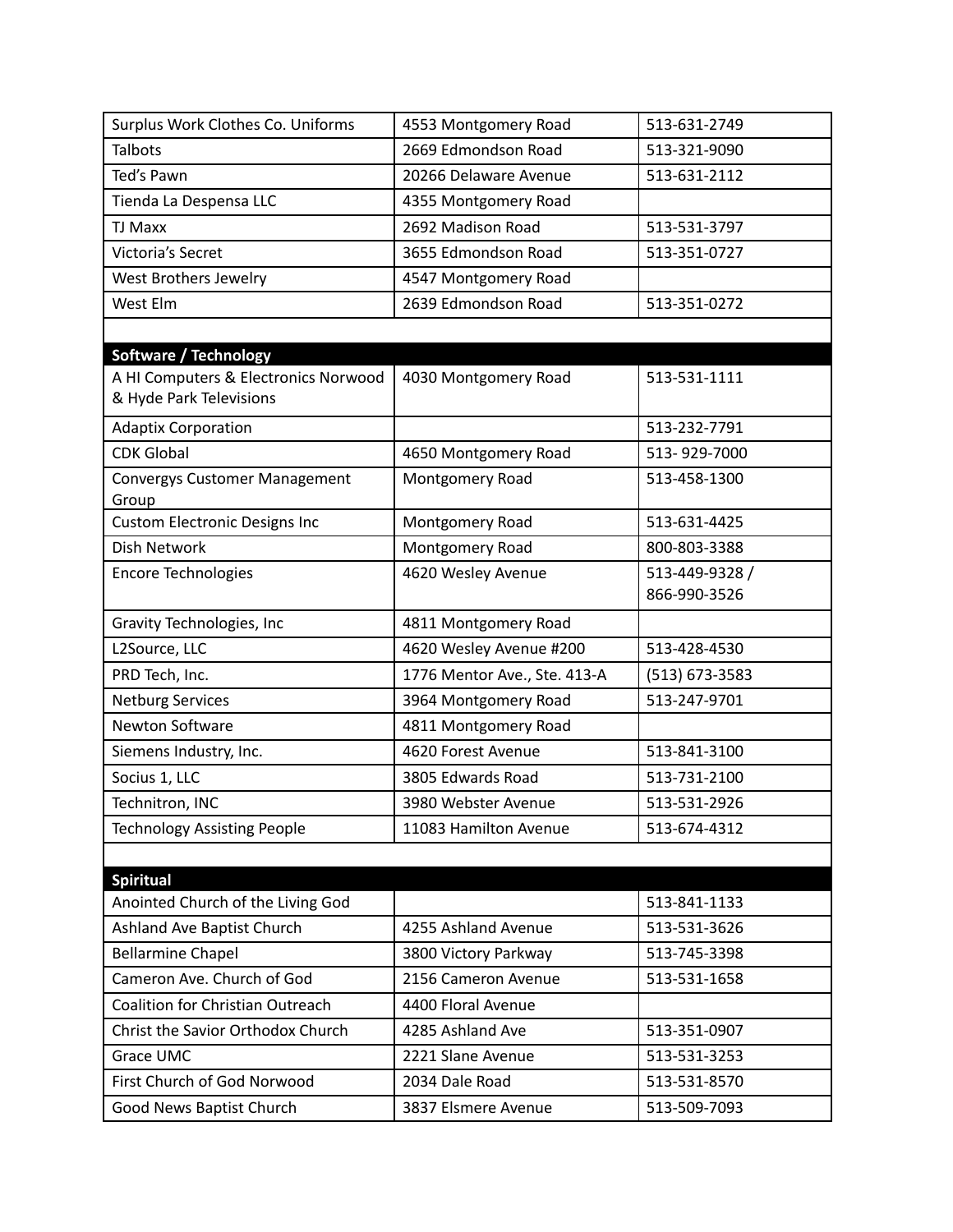| | | |
|---|---|---|
| Surplus Work Clothes Co. Uniforms | 4553 Montgomery Road | 513-631-2749 |
| Talbots | 2669 Edmondson Road | 513-321-9090 |
| Ted's Pawn | 20266 Delaware Avenue | 513-631-2112 |
| Tienda La Despensa LLC | 4355 Montgomery Road | |
| TJ Maxx | 2692 Madison Road | 513-531-3797 |
| Victoria's Secret | 3655 Edmondson Road | 513-351-0727 |
| West Brothers Jewelry | 4547 Montgomery Road | |
| West Elm | 2639 Edmondson Road | 513-351-0272 |
| | | |
| **Software / Technology** | | |
| A HI Computers & Electronics Norwood & Hyde Park Televisions | 4030 Montgomery Road | 513-531-1111 |
| Adaptix Corporation | | 513-232-7791 |
| CDK Global | 4650 Montgomery Road | 513- 929-7000 |
| Convergys Customer Management Group | Montgomery Road | 513-458-1300 |
| Custom Electronic Designs Inc | Montgomery Road | 513-631-4425 |
| Dish Network | Montgomery Road | 800-803-3388 |
| Encore Technologies | 4620 Wesley Avenue | 513-449-9328 / 866-990-3526 |
| Gravity Technologies, Inc | 4811 Montgomery Road | |
| L2Source, LLC | 4620 Wesley Avenue #200 | 513-428-4530 |
| PRD Tech, Inc. | 1776 Mentor Ave., Ste. 413-A | (513) 673-3583 |
| Netburg Services | 3964 Montgomery Road | 513-247-9701 |
| Newton Software | 4811 Montgomery Road | |
| Siemens Industry, Inc. | 4620 Forest Avenue | 513-841-3100 |
| Socius 1, LLC | 3805 Edwards Road | 513-731-2100 |
| Technitron, INC | 3980 Webster Avenue | 513-531-2926 |
| Technology Assisting People | 11083 Hamilton Avenue | 513-674-4312 |
| | | |
| **Spiritual** | | |
| Anointed Church of the Living God | | 513-841-1133 |
| Ashland Ave Baptist Church | 4255 Ashland Avenue | 513-531-3626 |
| Bellarmine Chapel | 3800 Victory Parkway | 513-745-3398 |
| Cameron Ave. Church of God | 2156 Cameron Avenue | 513-531-1658 |
| Coalition for Christian Outreach | 4400 Floral Avenue | |
| Christ the Savior Orthodox Church | 4285 Ashland Ave | 513-351-0907 |
| Grace UMC | 2221 Slane Avenue | 513-531-3253 |
| First Church of God Norwood | 2034 Dale Road | 513-531-8570 |
| Good News Baptist Church | 3837 Elsmere Avenue | 513-509-7093 |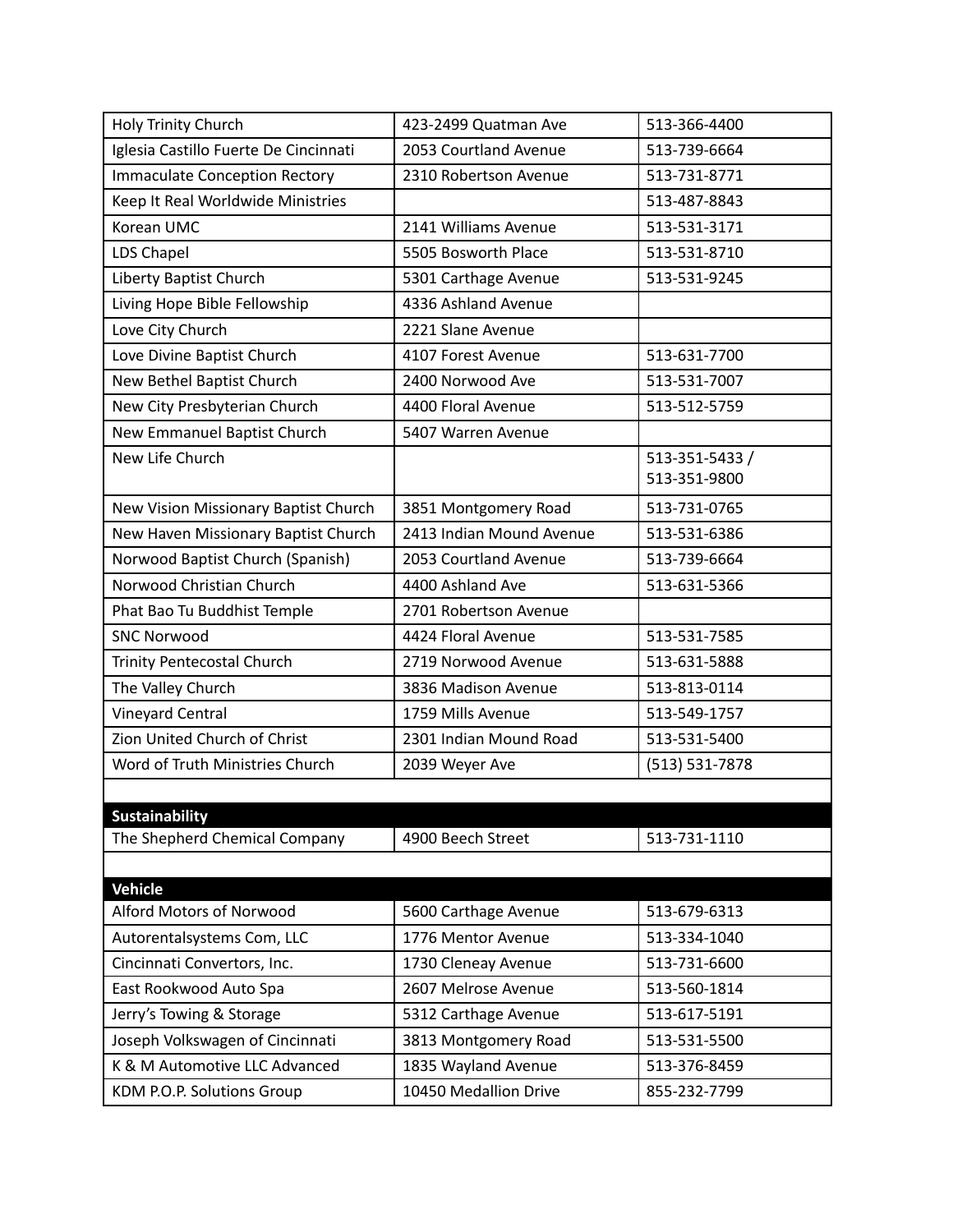| | | |
|---|---|---|
| Holy Trinity Church | 423-2499 Quatman Ave | 513-366-4400 |
| Iglesia Castillo Fuerte De Cincinnati | 2053 Courtland Avenue | 513-739-6664 |
| Immaculate Conception Rectory | 2310 Robertson Avenue | 513-731-8771 |
| Keep It Real Worldwide Ministries | | 513-487-8843 |
| Korean UMC | 2141 Williams Avenue | 513-531-3171 |
| LDS Chapel | 5505 Bosworth Place | 513-531-8710 |
| Liberty Baptist Church | 5301 Carthage Avenue | 513-531-9245 |
| Living Hope Bible Fellowship | 4336 Ashland Avenue | |
| Love City Church | 2221 Slane Avenue | |
| Love Divine Baptist Church | 4107 Forest Avenue | 513-631-7700 |
| New Bethel Baptist Church | 2400 Norwood Ave | 513-531-7007 |
| New City Presbyterian Church | 4400 Floral Avenue | 513-512-5759 |
| New Emmanuel Baptist Church | 5407 Warren Avenue | |
| New Life Church | | 513-351-5433 / 513-351-9800 |
| New Vision Missionary Baptist Church | 3851 Montgomery Road | 513-731-0765 |
| New Haven Missionary Baptist Church | 2413 Indian Mound Avenue | 513-531-6386 |
| Norwood Baptist Church (Spanish) | 2053 Courtland Avenue | 513-739-6664 |
| Norwood Christian Church | 4400 Ashland Ave | 513-631-5366 |
| Phat Bao Tu Buddhist Temple | 2701 Robertson Avenue | |
| SNC Norwood | 4424 Floral Avenue | 513-531-7585 |
| Trinity Pentecostal Church | 2719 Norwood Avenue | 513-631-5888 |
| The Valley Church | 3836 Madison Avenue | 513-813-0114 |
| Vineyard Central | 1759 Mills Avenue | 513-549-1757 |
| Zion United Church of Christ | 2301 Indian Mound Road | 513-531-5400 |
| Word of Truth Ministries Church | 2039 Weyer Ave | (513) 531-7878 |
| | | |
| **Sustainability** | | |
| The Shepherd Chemical Company | 4900 Beech Street | 513-731-1110 |
| | | |
| **Vehicle** | | |
| Alford Motors of Norwood | 5600 Carthage Avenue | 513-679-6313 |
| Autorentalsystems Com, LLC | 1776 Mentor Avenue | 513-334-1040 |
| Cincinnati Convertors, Inc. | 1730 Cleneay Avenue | 513-731-6600 |
| East Rookwood Auto Spa | 2607 Melrose Avenue | 513-560-1814 |
| Jerry's Towing & Storage | 5312 Carthage Avenue | 513-617-5191 |
| Joseph Volkswagen of Cincinnati | 3813 Montgomery Road | 513-531-5500 |
| K & M Automotive LLC Advanced | 1835 Wayland Avenue | 513-376-8459 |
| KDM P.O.P. Solutions Group | 10450 Medallion Drive | 855-232-7799 |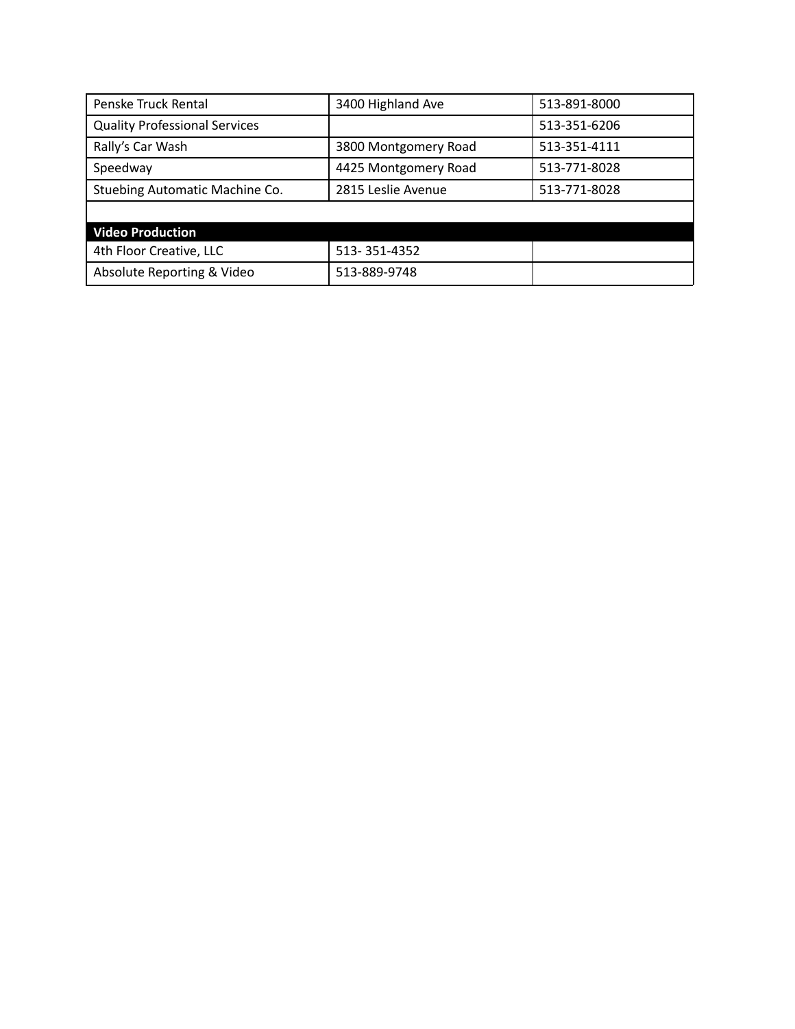| | | |
|---|---|---|
| Penske Truck Rental | 3400 Highland Ave | 513-891-8000 |
| Quality Professional Services | | 513-351-6206 |
| Rally’s Car Wash | 3800 Montgomery Road | 513-351-4111 |
| Speedway | 4425 Montgomery Road | 513-771-8028 |
| Stuebing Automatic Machine Co. | 2815 Leslie Avenue | 513-771-8028 |
| | | |
| **Video Production** | | |
| 4th Floor Creative, LLC | 513- 351-4352 | |
| Absolute Reporting & Video | 513-889-9748 | |